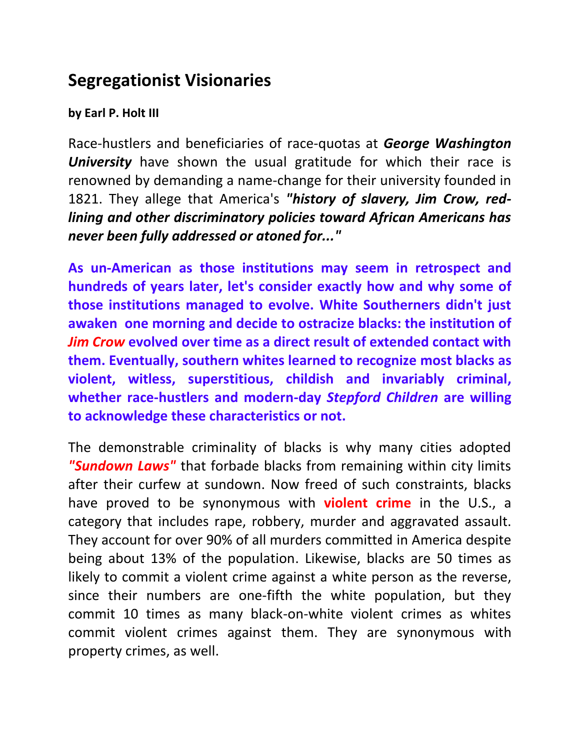# Segregationist Visionaries

**by Earl P. Holt III**

Race-hustlers and beneficiaries of race-quotas at ***George Washington University*** have shown the usual gratitude for which their race is renowned by demanding a name-change for their university founded in 1821. They allege that America's ***"history of slavery, Jim Crow, red-lining and other discriminatory policies toward African Americans has never been fully addressed or atoned for..."***

**As un-American as those institutions may seem in retrospect and hundreds of years later, let's consider exactly how and why some of those institutions managed to evolve. White Southerners didn't just awaken one morning and decide to ostracize blacks: the institution of *Jim Crow* evolved over time as a direct result of extended contact with them. Eventually, southern whites learned to recognize most blacks as violent, witless, superstitious, childish and invariably criminal, whether race-hustlers and modern-day *Stepford Children* are willing to acknowledge these characteristics or not.**

The demonstrable criminality of blacks is why many cities adopted ***"Sundown Laws"*** that forbade blacks from remaining within city limits after their curfew at sundown. Now freed of such constraints, blacks have proved to be synonymous with **violent crime** in the U.S., a category that includes rape, robbery, murder and aggravated assault. They account for over 90% of all murders committed in America despite being about 13% of the population. Likewise, blacks are 50 times as likely to commit a violent crime against a white person as the reverse, since their numbers are one-fifth the white population, but they commit 10 times as many black-on-white violent crimes as whites commit violent crimes against them. They are synonymous with property crimes, as well.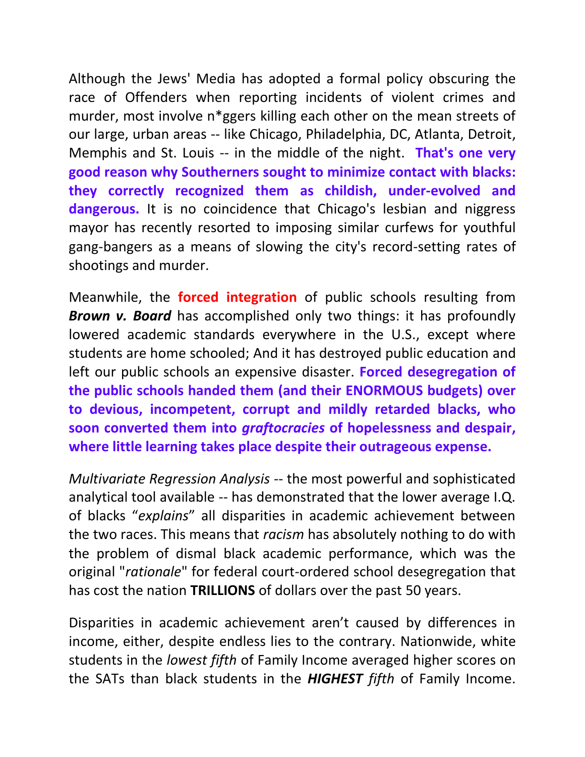Although the Jews' Media has adopted a formal policy obscuring the race of Offenders when reporting incidents of violent crimes and murder, most involve n*ggers killing each other on the mean streets of our large, urban areas -- like Chicago, Philadelphia, DC, Atlanta, Detroit, Memphis and St. Louis -- in the middle of the night. **That's one very good reason why Southerners sought to minimize contact with blacks: they correctly recognized them as childish, under-evolved and dangerous.** It is no coincidence that Chicago's lesbian and niggress mayor has recently resorted to imposing similar curfews for youthful gang-bangers as a means of slowing the city's record-setting rates of shootings and murder.

Meanwhile, the **forced integration** of public schools resulting from ***Brown v. Board*** has accomplished only two things: it has profoundly lowered academic standards everywhere in the U.S., except where students are home schooled; And it has destroyed public education and left our public schools an expensive disaster. **Forced desegregation of the public schools handed them (and their ENORMOUS budgets) over to devious, incompetent, corrupt and mildly retarded blacks, who soon converted them into *graftocracies* of hopelessness and despair, where little learning takes place despite their outrageous expense.**

*Multivariate Regression Analysis* -- the most powerful and sophisticated analytical tool available -- has demonstrated that the lower average I.Q. of blacks "*explains*" all disparities in academic achievement between the two races. This means that *racism* has absolutely nothing to do with the problem of dismal black academic performance, which was the original "*rationale*" for federal court-ordered school desegregation that has cost the nation **TRILLIONS** of dollars over the past 50 years.

Disparities in academic achievement aren't caused by differences in income, either, despite endless lies to the contrary. Nationwide, white students in the *lowest fifth* of Family Income averaged higher scores on the SATs than black students in the ***HIGHEST*** *fifth* of Family Income.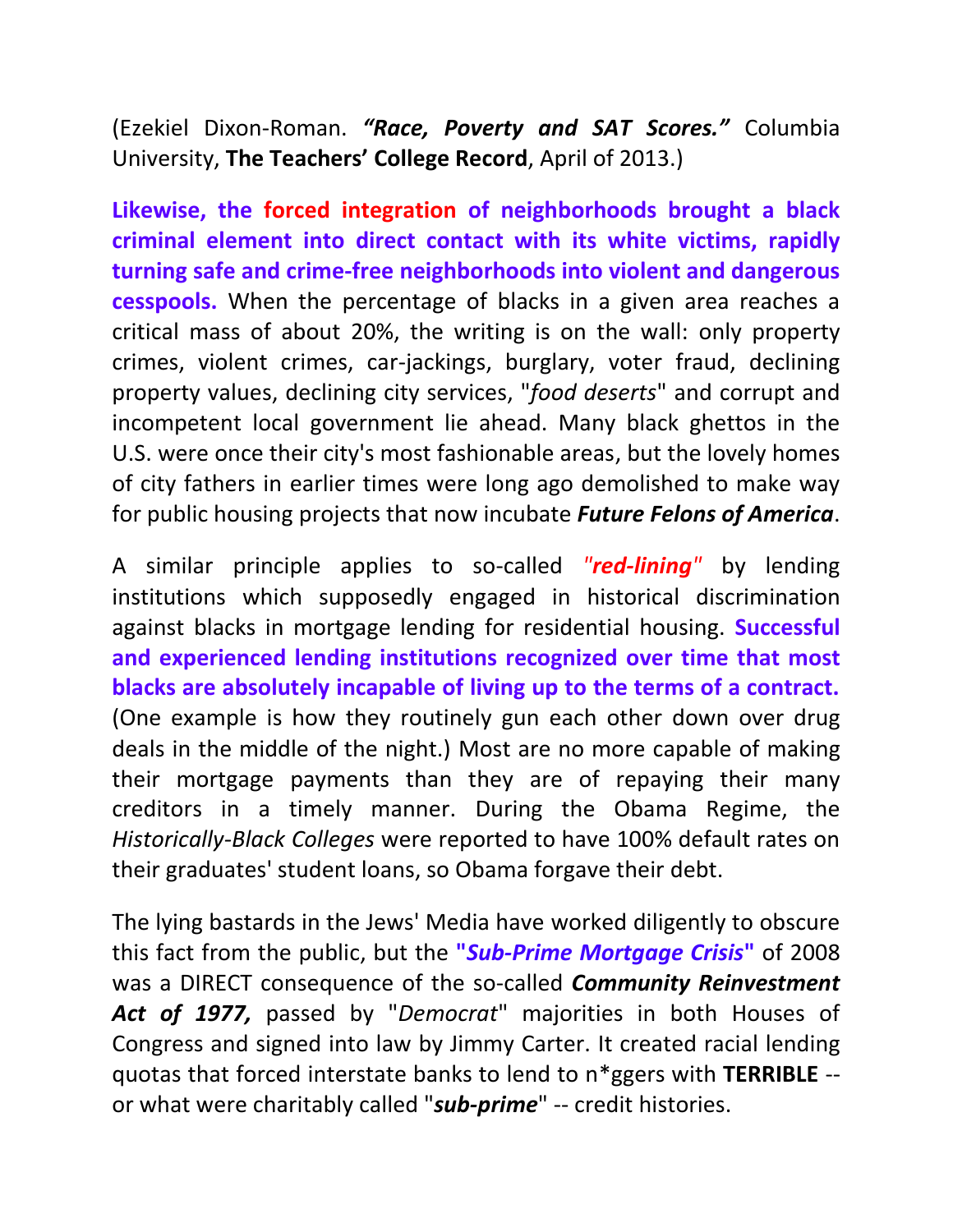(Ezekiel Dixon-Roman. ***"Race, Poverty and SAT Scores."*** Columbia University, **The Teachers' College Record**, April of 2013.)

**Likewise, the forced integration of neighborhoods brought a black criminal element into direct contact with its white victims, rapidly turning safe and crime-free neighborhoods into violent and dangerous cesspools.** When the percentage of blacks in a given area reaches a critical mass of about 20%, the writing is on the wall: only property crimes, violent crimes, car-jackings, burglary, voter fraud, declining property values, declining city services, "*food deserts*" and corrupt and incompetent local government lie ahead. Many black ghettos in the U.S. were once their city's most fashionable areas, but the lovely homes of city fathers in earlier times were long ago demolished to make way for public housing projects that now incubate ***Future Felons of America***.

A similar principle applies to so-called *"**red-lining**"* by lending institutions which supposedly engaged in historical discrimination against blacks in mortgage lending for residential housing. **Successful and experienced lending institutions recognized over time that most blacks are absolutely incapable of living up to the terms of a contract.** (One example is how they routinely gun each other down over drug deals in the middle of the night.) Most are no more capable of making their mortgage payments than they are of repaying their many creditors in a timely manner. During the Obama Regime, the *Historically-Black Colleges* were reported to have 100% default rates on their graduates' student loans, so Obama forgave their debt.

The lying bastards in the Jews' Media have worked diligently to obscure this fact from the public, but the **"*Sub-Prime Mortgage Crisis*"** of 2008 was a DIRECT consequence of the so-called ***Community Reinvestment Act of 1977,*** passed by "*Democrat*" majorities in both Houses of Congress and signed into law by Jimmy Carter. It created racial lending quotas that forced interstate banks to lend to n*ggers with **TERRIBLE** -- or what were charitably called "***sub-prime***" -- credit histories.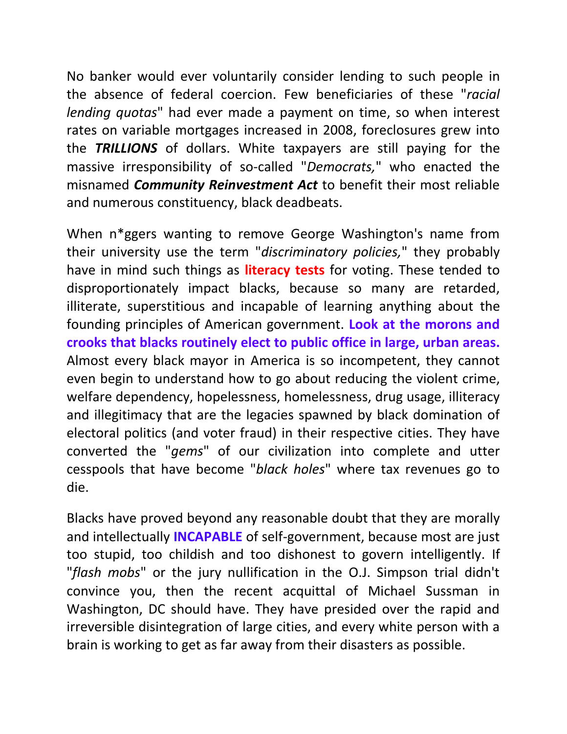No banker would ever voluntarily consider lending to such people in the absence of federal coercion. Few beneficiaries of these "*racial lending quotas*" had ever made a payment on time, so when interest rates on variable mortgages increased in 2008, foreclosures grew into the ***TRILLIONS*** of dollars. White taxpayers are still paying for the massive irresponsibility of so-called "*Democrats,*" who enacted the misnamed ***Community Reinvestment Act*** to benefit their most reliable and numerous constituency, black deadbeats.

When n*ggers wanting to remove George Washington's name from their university use the term "*discriminatory policies,*" they probably have in mind such things as **literacy tests** for voting. These tended to disproportionately impact blacks, because so many are retarded, illiterate, superstitious and incapable of learning anything about the founding principles of American government. **Look at the morons and crooks that blacks routinely elect to public office in large, urban areas.** Almost every black mayor in America is so incompetent, they cannot even begin to understand how to go about reducing the violent crime, welfare dependency, hopelessness, homelessness, drug usage, illiteracy and illegitimacy that are the legacies spawned by black domination of electoral politics (and voter fraud) in their respective cities. They have converted the "*gems*" of our civilization into complete and utter cesspools that have become "*black holes*" where tax revenues go to die.

Blacks have proved beyond any reasonable doubt that they are morally and intellectually **INCAPABLE** of self-government, because most are just too stupid, too childish and too dishonest to govern intelligently. If "*flash mobs*" or the jury nullification in the O.J. Simpson trial didn't convince you, then the recent acquittal of Michael Sussman in Washington, DC should have. They have presided over the rapid and irreversible disintegration of large cities, and every white person with a brain is working to get as far away from their disasters as possible.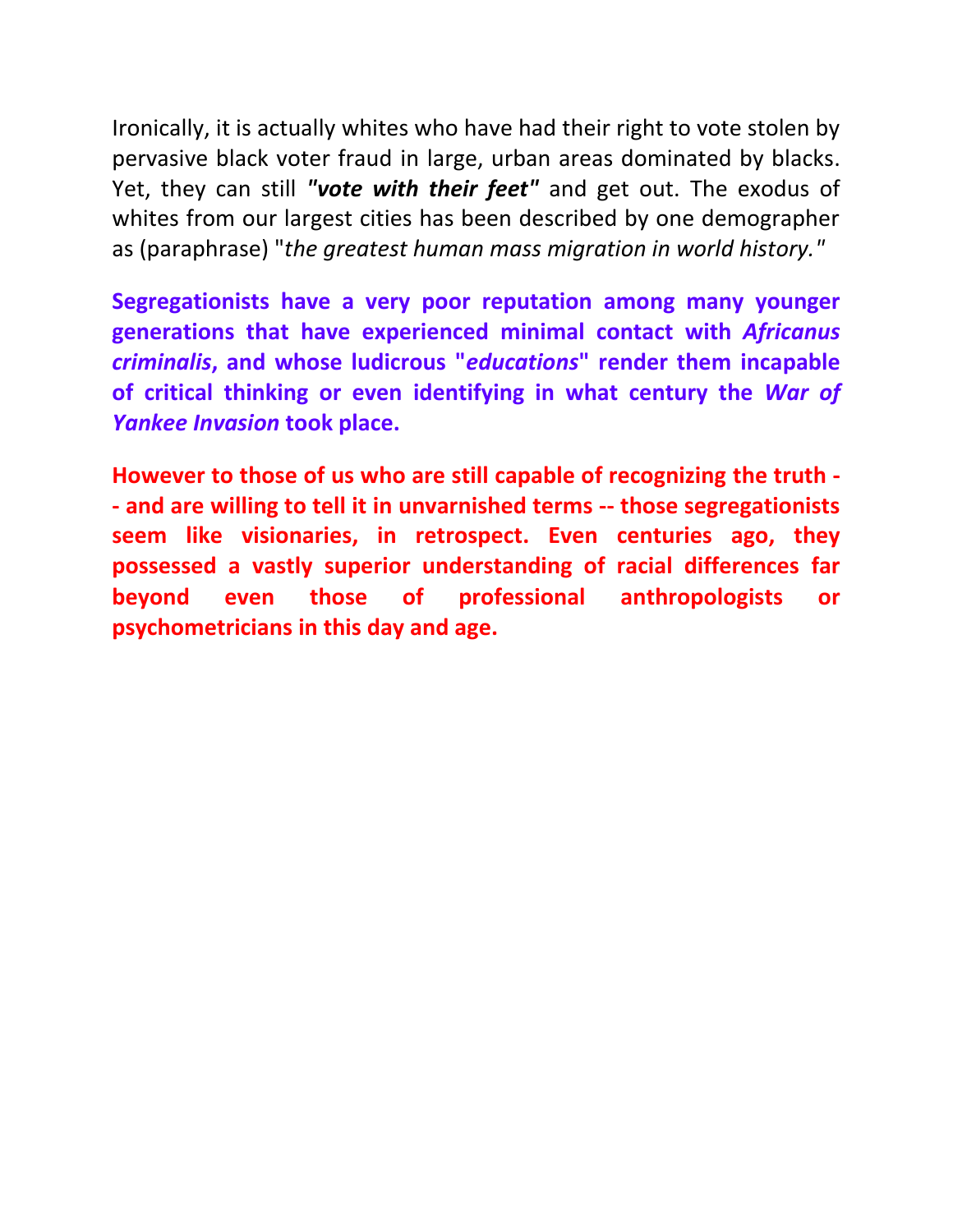Ironically, it is actually whites who have had their right to vote stolen by pervasive black voter fraud in large, urban areas dominated by blacks. Yet, they can still ***"vote with their feet"*** and get out. The exodus of whites from our largest cities has been described by one demographer as (paraphrase) "*the greatest human mass migration in world history.*"

**Segregationists have a very poor reputation among many younger generations that have experienced minimal contact with *Africanus criminalis*, and whose ludicrous "*educations*" render them incapable of critical thinking or even identifying in what century the *War of Yankee Invasion* took place.**

**However to those of us who are still capable of recognizing the truth -- and are willing to tell it in unvarnished terms -- those segregationists seem like visionaries, in retrospect. Even centuries ago, they possessed a vastly superior understanding of racial differences far beyond even those of professional anthropologists or psychometricians in this day and age.**